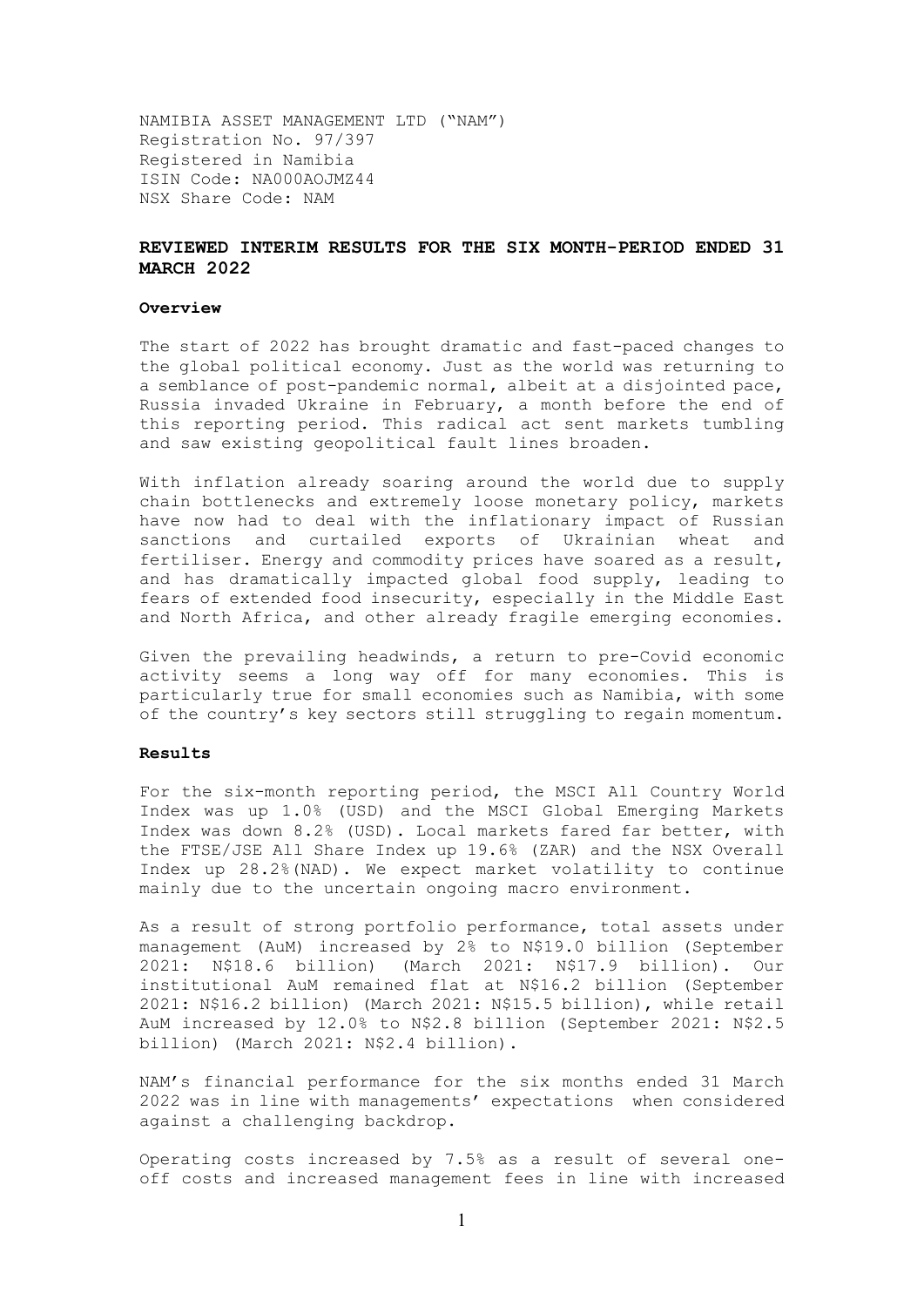NAMIBIA ASSET MANAGEMENT LTD ("NAM")
Registration No. 97/397
Registered in Namibia
ISIN Code: NA000AOJMZ44
NSX Share Code: NAM

## REVIEWED INTERIM RESULTS FOR THE SIX MONTH-PERIOD ENDED 31 MARCH 2022

### Overview

The start of 2022 has brought dramatic and fast-paced changes to the global political economy. Just as the world was returning to a semblance of post-pandemic normal, albeit at a disjointed pace, Russia invaded Ukraine in February, a month before the end of this reporting period. This radical act sent markets tumbling and saw existing geopolitical fault lines broaden.

With inflation already soaring around the world due to supply chain bottlenecks and extremely loose monetary policy, markets have now had to deal with the inflationary impact of Russian sanctions and curtailed exports of Ukrainian wheat and fertiliser. Energy and commodity prices have soared as a result, and has dramatically impacted global food supply, leading to fears of extended food insecurity, especially in the Middle East and North Africa, and other already fragile emerging economies.

Given the prevailing headwinds, a return to pre-Covid economic activity seems a long way off for many economies. This is particularly true for small economies such as Namibia, with some of the country's key sectors still struggling to regain momentum.

### Results

For the six-month reporting period, the MSCI All Country World Index was up 1.0% (USD) and the MSCI Global Emerging Markets Index was down 8.2% (USD). Local markets fared far better, with the FTSE/JSE All Share Index up 19.6% (ZAR) and the NSX Overall Index up 28.2%(NAD). We expect market volatility to continue mainly due to the uncertain ongoing macro environment.

As a result of strong portfolio performance, total assets under management (AuM) increased by 2% to N$19.0 billion (September 2021: N$18.6 billion) (March 2021: N$17.9 billion). Our institutional AuM remained flat at N$16.2 billion (September 2021: N$16.2 billion) (March 2021: N$15.5 billion), while retail AuM increased by 12.0% to N$2.8 billion (September 2021: N$2.5 billion) (March 2021: N$2.4 billion).

NAM's financial performance for the six months ended 31 March 2022 was in line with managements' expectations when considered against a challenging backdrop.

Operating costs increased by 7.5% as a result of several one-off costs and increased management fees in line with increased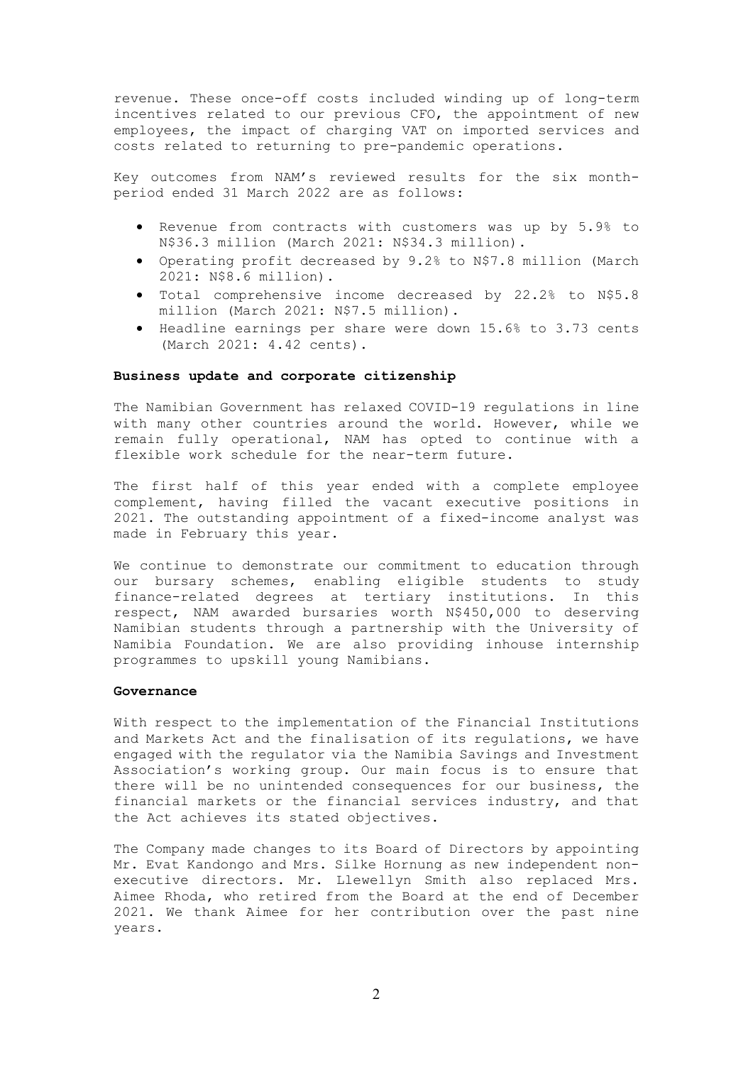revenue. These once-off costs included winding up of long-term incentives related to our previous CFO, the appointment of new employees, the impact of charging VAT on imported services and costs related to returning to pre-pandemic operations.

Key outcomes from NAM's reviewed results for the six month-period ended 31 March 2022 are as follows:

- Revenue from contracts with customers was up by 5.9% to N$36.3 million (March 2021: N$34.3 million).
- Operating profit decreased by 9.2% to N$7.8 million (March 2021: N$8.6 million).
- Total comprehensive income decreased by 22.2% to N$5.8 million (March 2021: N$7.5 million).
- Headline earnings per share were down 15.6% to 3.73 cents (March 2021: 4.42 cents).

**Business update and corporate citizenship**

The Namibian Government has relaxed COVID-19 regulations in line with many other countries around the world. However, while we remain fully operational, NAM has opted to continue with a flexible work schedule for the near-term future.

The first half of this year ended with a complete employee complement, having filled the vacant executive positions in 2021. The outstanding appointment of a fixed-income analyst was made in February this year.

We continue to demonstrate our commitment to education through our bursary schemes, enabling eligible students to study finance-related degrees at tertiary institutions. In this respect, NAM awarded bursaries worth N$450,000 to deserving Namibian students through a partnership with the University of Namibia Foundation. We are also providing inhouse internship programmes to upskill young Namibians.

**Governance**

With respect to the implementation of the Financial Institutions and Markets Act and the finalisation of its regulations, we have engaged with the regulator via the Namibia Savings and Investment Association's working group. Our main focus is to ensure that there will be no unintended consequences for our business, the financial markets or the financial services industry, and that the Act achieves its stated objectives.

The Company made changes to its Board of Directors by appointing Mr. Evat Kandongo and Mrs. Silke Hornung as new independent non-executive directors. Mr. Llewellyn Smith also replaced Mrs. Aimee Rhoda, who retired from the Board at the end of December 2021. We thank Aimee for her contribution over the past nine years.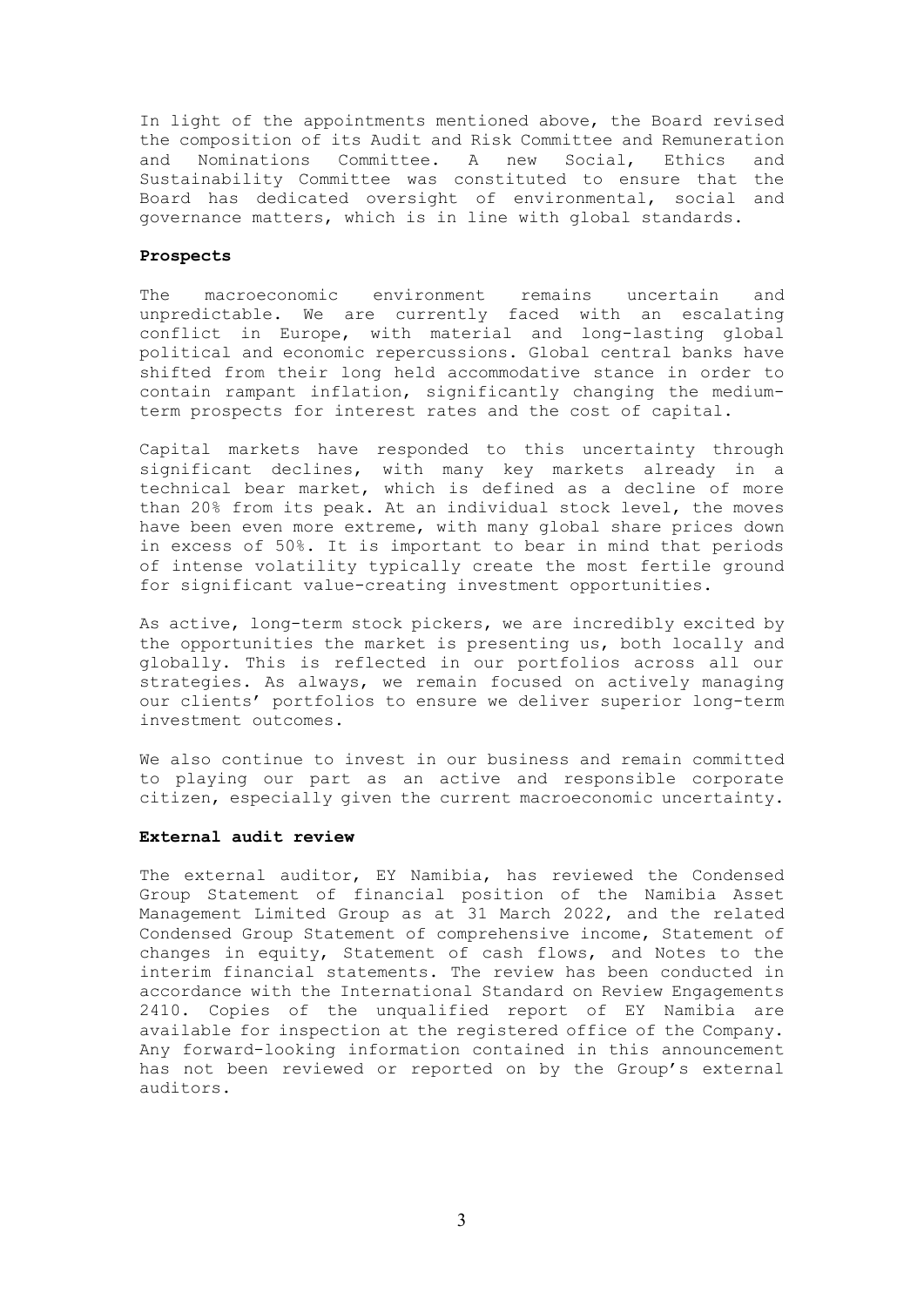In light of the appointments mentioned above, the Board revised the composition of its Audit and Risk Committee and Remuneration and Nominations Committee. A new Social, Ethics and Sustainability Committee was constituted to ensure that the Board has dedicated oversight of environmental, social and governance matters, which is in line with global standards.

**Prospects**

The macroeconomic environment remains uncertain and unpredictable. We are currently faced with an escalating conflict in Europe, with material and long-lasting global political and economic repercussions. Global central banks have shifted from their long held accommodative stance in order to contain rampant inflation, significantly changing the medium-term prospects for interest rates and the cost of capital.

Capital markets have responded to this uncertainty through significant declines, with many key markets already in a technical bear market, which is defined as a decline of more than 20% from its peak. At an individual stock level, the moves have been even more extreme, with many global share prices down in excess of 50%. It is important to bear in mind that periods of intense volatility typically create the most fertile ground for significant value-creating investment opportunities.

As active, long-term stock pickers, we are incredibly excited by the opportunities the market is presenting us, both locally and globally. This is reflected in our portfolios across all our strategies. As always, we remain focused on actively managing our clients' portfolios to ensure we deliver superior long-term investment outcomes.

We also continue to invest in our business and remain committed to playing our part as an active and responsible corporate citizen, especially given the current macroeconomic uncertainty.

**External audit review**

The external auditor, EY Namibia, has reviewed the Condensed Group Statement of financial position of the Namibia Asset Management Limited Group as at 31 March 2022, and the related Condensed Group Statement of comprehensive income, Statement of changes in equity, Statement of cash flows, and Notes to the interim financial statements. The review has been conducted in accordance with the International Standard on Review Engagements 2410. Copies of the unqualified report of EY Namibia are available for inspection at the registered office of the Company. Any forward-looking information contained in this announcement has not been reviewed or reported on by the Group's external auditors.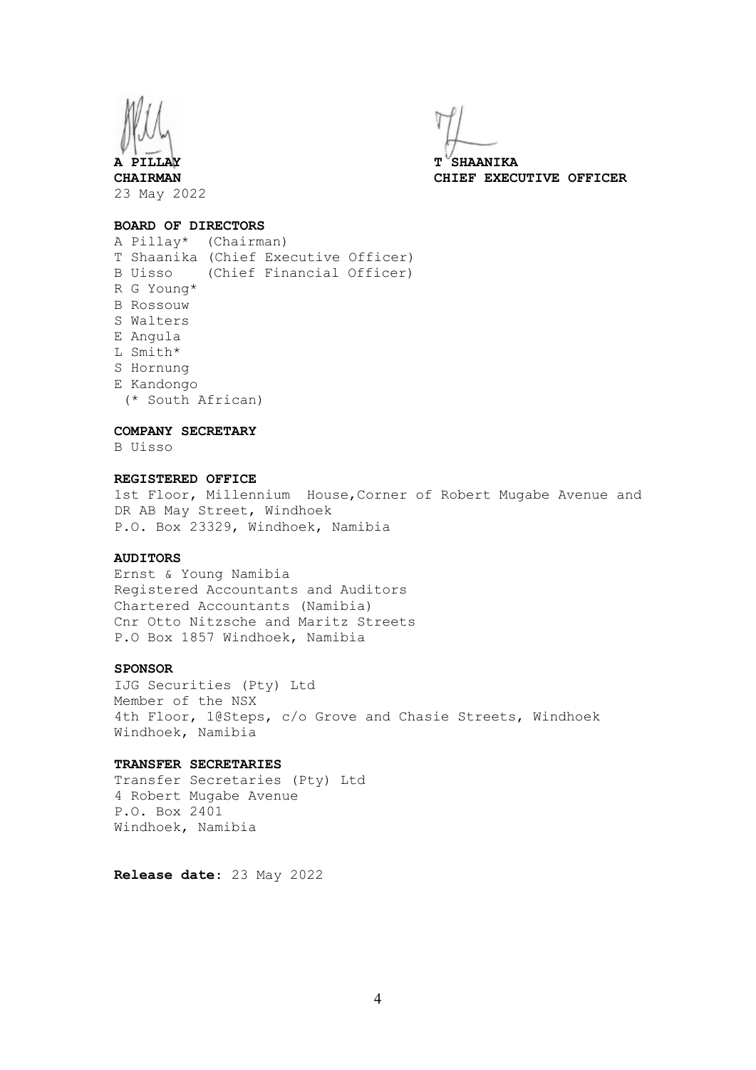**A PILLAY**
**CHAIRMAN**
23 May 2022

**T SHAANIKA**
**CHIEF EXECUTIVE OFFICER**

**BOARD OF DIRECTORS**

A Pillay* (Chairman)
T Shaanika (Chief Executive Officer)
B Uisso (Chief Financial Officer)
R G Young*
B Rossouw
S Walters
E Angula
L Smith*
S Hornung
E Kandongo
(* South African)

**COMPANY SECRETARY**

B Uisso

**REGISTERED OFFICE**

1st Floor, Millennium House, Corner of Robert Mugabe Avenue and DR AB May Street, Windhoek
P.O. Box 23329, Windhoek, Namibia

**AUDITORS**

Ernst & Young Namibia
Registered Accountants and Auditors
Chartered Accountants (Namibia)
Cnr Otto Nitzsche and Maritz Streets
P.O Box 1857 Windhoek, Namibia

**SPONSOR**

IJG Securities (Pty) Ltd
Member of the NSX
4th Floor, 1@Steps, c/o Grove and Chasie Streets, Windhoek
Windhoek, Namibia

**TRANSFER SECRETARIES**

Transfer Secretaries (Pty) Ltd
4 Robert Mugabe Avenue
P.O. Box 2401
Windhoek, Namibia

**Release date:** 23 May 2022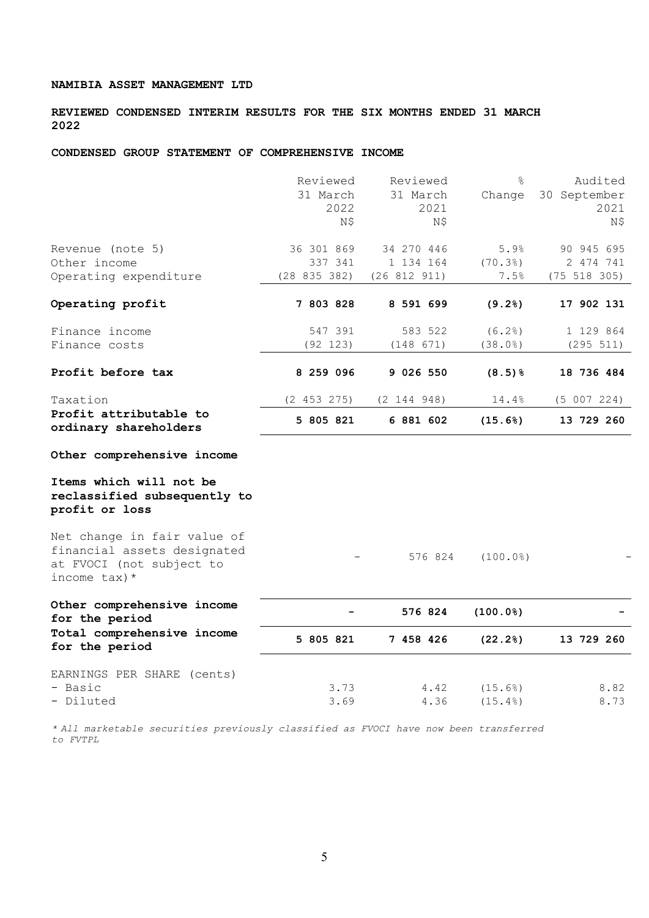**NAMIBIA ASSET MANAGEMENT LTD**

**REVIEWED CONDENSED INTERIM RESULTS FOR THE SIX MONTHS ENDED 31 MARCH 2022**

**CONDENSED GROUP STATEMENT OF COMPREHENSIVE INCOME**

| | Reviewed 31 March 2022 N$ | Reviewed 31 March 2021 N$ | % Change | Audited 30 September 2021 N$ |
|---|---|---|---|---|
| Revenue (note 5) | 36 301 869 | 34 270 446 | 5.9% | 90 945 695 |
| Other income | 337 341 | 1 134 164 | (70.3%) | 2 474 741 |
| Operating expenditure | (28 835 382) | (26 812 911) | 7.5% | (75 518 305) |
| **Operating profit** | **7 803 828** | **8 591 699** | **(9.2%)** | **17 902 131** |
| Finance income | 547 391 | 583 522 | (6.2%) | 1 129 864 |
| Finance costs | (92 123) | (148 671) | (38.0%) | (295 511) |
| **Profit before tax** | **8 259 096** | **9 026 550** | **(8.5)%** | **18 736 484** |
| Taxation | (2 453 275) | (2 144 948) | 14.4% | (5 007 224) |
| **Profit attributable to ordinary shareholders** | **5 805 821** | **6 881 602** | **(15.6%)** | **13 729 260** |
| **Other comprehensive income** | | | | |
| **Items which will not be reclassified subsequently to profit or loss** | | | | |
| Net change in fair value of financial assets designated at FVOCI (not subject to income tax)* | - | 576 824 | (100.0%) | - |
| **Other comprehensive income for the period** | **-** | **576 824** | **(100.0%)** | **-** |
| **Total comprehensive income for the period** | **5 805 821** | **7 458 426** | **(22.2%)** | **13 729 260** |
| EARNINGS PER SHARE (cents) | | | | |
| - Basic | 3.73 | 4.42 | (15.6%) | 8.82 |
| - Diluted | 3.69 | 4.36 | (15.4%) | 8.73 |

*\* All marketable securities previously classified as FVOCI have now been transferred to FVTPL*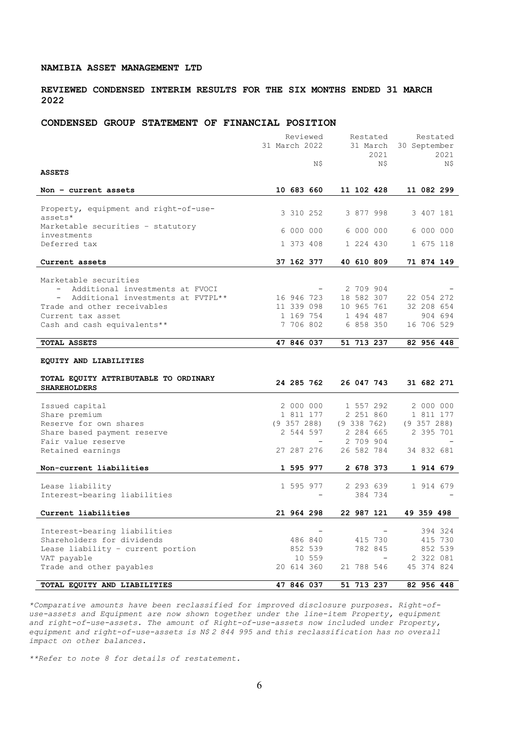**NAMIBIA ASSET MANAGEMENT LTD**

**REVIEWED CONDENSED INTERIM RESULTS FOR THE SIX MONTHS ENDED 31 MARCH 2022**

**CONDENSED GROUP STATEMENT OF FINANCIAL POSITION**

| | Reviewed 31 March 2022 N$ | Restated 31 March 2021 N$ | Restated 30 September 2021 N$ |
|---|---|---|---|
| **ASSETS** | | | |
| **Non - current assets** | **10 683 660** | **11 102 428** | **11 082 299** |
| Property, equipment and right-of-use-assets* | 3 310 252 | 3 877 998 | 3 407 181 |
| Marketable securities - statutory investments | 6 000 000 | 6 000 000 | 6 000 000 |
| Deferred tax | 1 373 408 | 1 224 430 | 1 675 118 |
| **Current assets** | **37 162 377** | **40 610 809** | **71 874 149** |
| Marketable securities | | | |
| - Additional investments at FVOCI | - | 2 709 904 | - |
| - Additional investments at FVTPL** | 16 946 723 | 18 582 307 | 22 054 272 |
| Trade and other receivables | 11 339 098 | 10 965 761 | 32 208 654 |
| Current tax asset | 1 169 754 | 1 494 487 | 904 694 |
| Cash and cash equivalents** | 7 706 802 | 6 858 350 | 16 706 529 |
| **TOTAL ASSETS** | **47 846 037** | **51 713 237** | **82 956 448** |
| **EQUITY AND LIABILITIES** | | | |
| **TOTAL EQUITY ATTRIBUTABLE TO ORDINARY SHAREHOLDERS** | **24 285 762** | **26 047 743** | **31 682 271** |
| Issued capital | 2 000 000 | 1 557 292 | 2 000 000 |
| Share premium | 1 811 177 | 2 251 860 | 1 811 177 |
| Reserve for own shares | (9 357 288) | (9 338 762) | (9 357 288) |
| Share based payment reserve | 2 544 597 | 2 284 665 | 2 395 701 |
| Fair value reserve | - | 2 709 904 | - |
| Retained earnings | 27 287 276 | 26 582 784 | 34 832 681 |
| **Non-current liabilities** | **1 595 977** | **2 678 373** | **1 914 679** |
| Lease liability | 1 595 977 | 2 293 639 | 1 914 679 |
| Interest-bearing liabilities | - | 384 734 | - |
| **Current liabilities** | **21 964 298** | **22 987 121** | **49 359 498** |
| Interest-bearing liabilities | - | - | 394 324 |
| Shareholders for dividends | 486 840 | 415 730 | 415 730 |
| Lease liability - current portion | 852 539 | 782 845 | 852 539 |
| VAT payable | 10 559 | - | 2 322 081 |
| Trade and other payables | 20 614 360 | 21 788 546 | 45 374 824 |
| **TOTAL EQUITY AND LIABILITIES** | **47 846 037** | **51 713 237** | **82 956 448** |

*\*Comparative amounts have been reclassified for improved disclosure purposes. Right-of-use-assets and Equipment are now shown together under the line-item Property, equipment and right-of-use-assets. The amount of Right-of-use-assets now included under Property, equipment and right-of-use-assets is N$ 2 844 995 and this reclassification has no overall impact on other balances.*

*\*\*Refer to note 8 for details of restatement.*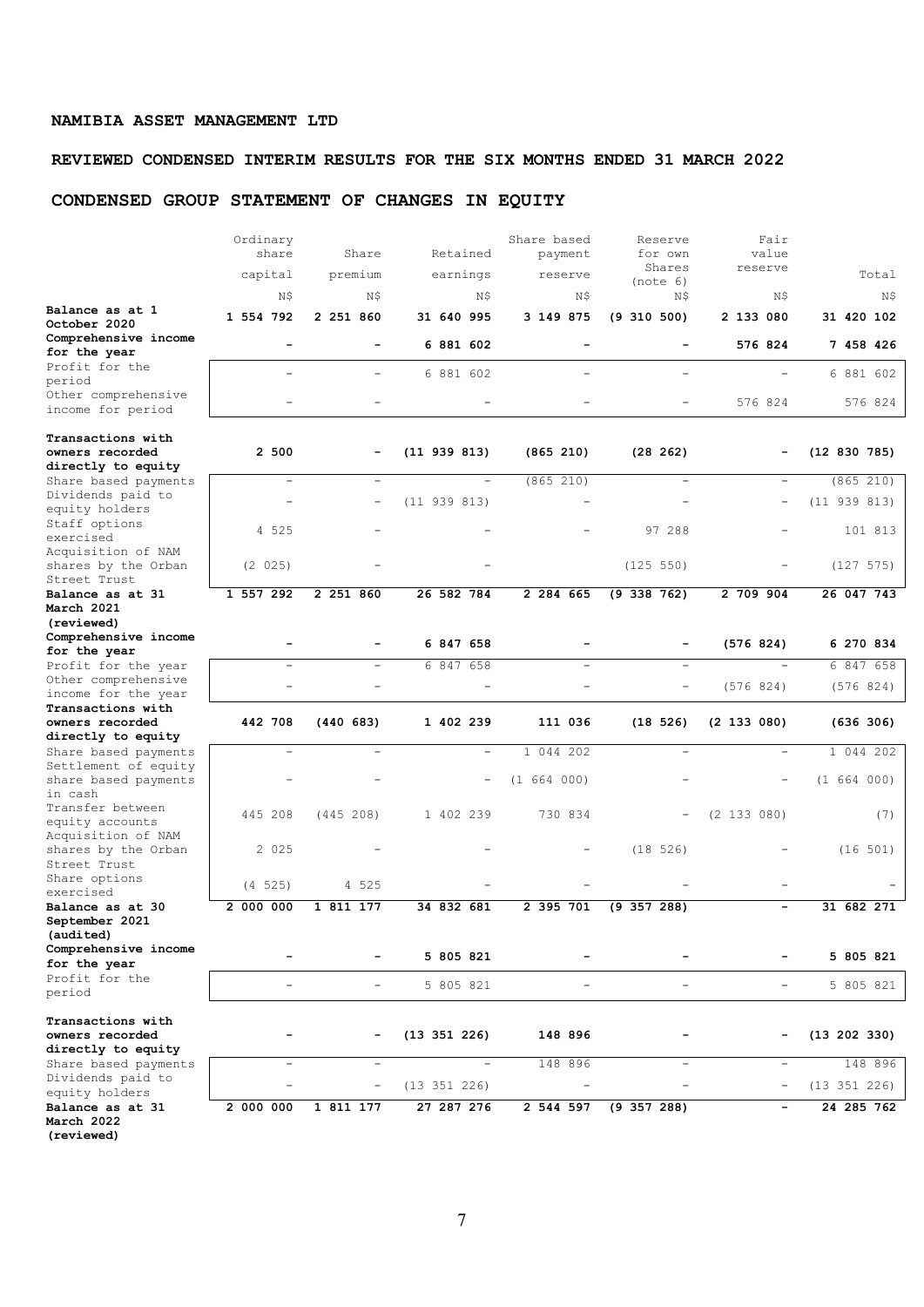**NAMIBIA ASSET MANAGEMENT LTD**

**REVIEWED CONDENSED INTERIM RESULTS FOR THE SIX MONTHS ENDED 31 MARCH 2022**

## CONDENSED GROUP STATEMENT OF CHANGES IN EQUITY

| | Ordinary share capital | Share premium | Retained earnings | Share based payment reserve | Reserve for own Shares (note 6) | Fair value reserve | Total |
|---|---|---|---|---|---|---|---|
| | N$ | N$ | N$ | N$ | N$ | N$ | N$ |
| **Balance as at 1 October 2020** | **1 554 792** | **2 251 860** | **31 640 995** | **3 149 875** | **(9 310 500)** | **2 133 080** | **31 420 102** |
| **Comprehensive income for the year** | **-** | **-** | **6 881 602** | **-** | **-** | **576 824** | **7 458 426** |
| Profit for the period | - | - | 6 881 602 | - | - | - | 6 881 602 |
| Other comprehensive income for period | - | - | - | - | - | 576 824 | 576 824 |
| **Transactions with owners recorded directly to equity** | **2 500** | **-** | **(11 939 813)** | **(865 210)** | **(28 262)** | **-** | **(12 830 785)** |
| Share based payments | - | - | - | (865 210) | - | - | (865 210) |
| Dividends paid to equity holders | - | - | (11 939 813) | - | - | - | (11 939 813) |
| Staff options exercised | 4 525 | - | - | - | 97 288 | - | 101 813 |
| Acquisition of NAM shares by the Orban Street Trust | (2 025) | - | - | | (125 550) | - | (127 575) |
| **Balance as at 31 March 2021 (reviewed)** | **1 557 292** | **2 251 860** | **26 582 784** | **2 284 665** | **(9 338 762)** | **2 709 904** | **26 047 743** |
| **Comprehensive income for the year** | **-** | **-** | **6 847 658** | **-** | **-** | **(576 824)** | **6 270 834** |
| Profit for the year | - | - | 6 847 658 | - | - | - | 6 847 658 |
| Other comprehensive income for the year | - | - | - | - | - | (576 824) | (576 824) |
| **Transactions with owners recorded directly to equity** | **442 708** | **(440 683)** | **1 402 239** | **111 036** | **(18 526)** | **(2 133 080)** | **(636 306)** |
| Share based payments | - | - | - | 1 044 202 | - | - | 1 044 202 |
| Settlement of equity share based payments in cash | - | - | - | (1 664 000) | - | - | (1 664 000) |
| Transfer between equity accounts | 445 208 | (445 208) | 1 402 239 | 730 834 | - | (2 133 080) | (7) |
| Acquisition of NAM shares by the Orban Street Trust | 2 025 | - | - | - | (18 526) | - | (16 501) |
| Share options exercised | (4 525) | 4 525 | - | - | - | - | - |
| **Balance as at 30 September 2021 (audited)** | **2 000 000** | **1 811 177** | **34 832 681** | **2 395 701** | **(9 357 288)** | **-** | **31 682 271** |
| **Comprehensive income for the year** | **-** | **-** | **5 805 821** | **-** | **-** | **-** | **5 805 821** |
| Profit for the period | - | - | 5 805 821 | - | - | - | 5 805 821 |
| **Transactions with owners recorded directly to equity** | **-** | **-** | **(13 351 226)** | **148 896** | **-** | **-** | **(13 202 330)** |
| Share based payments | - | - | - | 148 896 | - | - | 148 896 |
| Dividends paid to equity holders | - | - | (13 351 226) | - | - | - | (13 351 226) |
| **Balance as at 31 March 2022 (reviewed)** | **2 000 000** | **1 811 177** | **27 287 276** | **2 544 597** | **(9 357 288)** | **-** | **24 285 762** |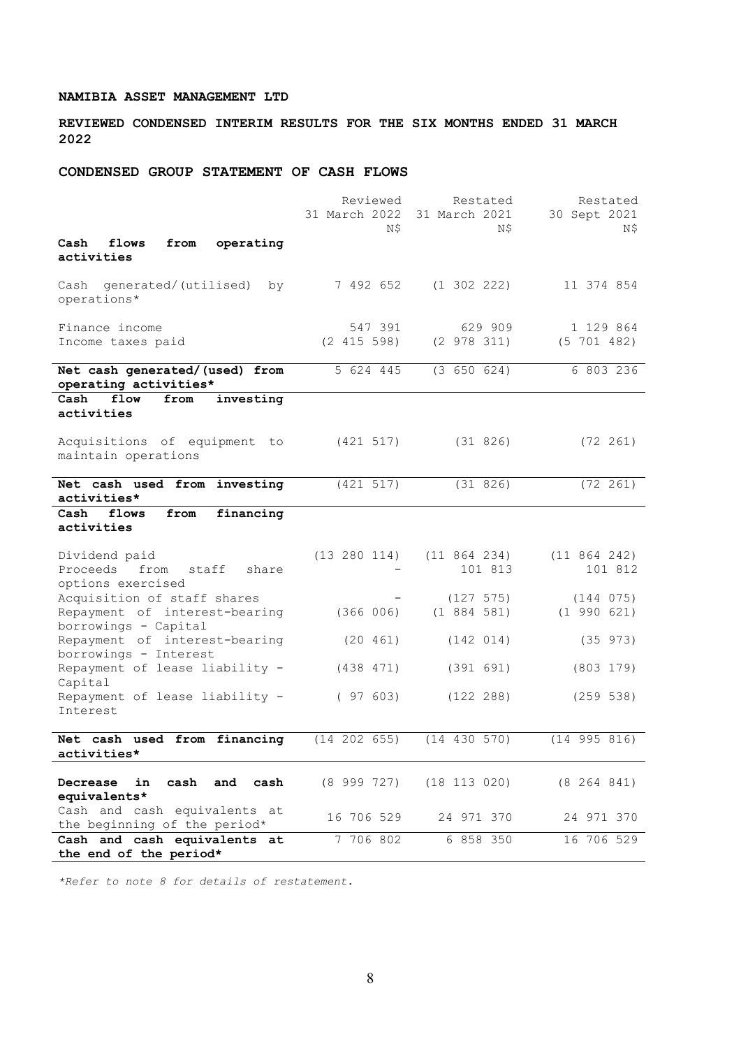**NAMIBIA ASSET MANAGEMENT LTD**

**REVIEWED CONDENSED INTERIM RESULTS FOR THE SIX MONTHS ENDED 31 MARCH 2022**

**CONDENSED GROUP STATEMENT OF CASH FLOWS**

| | Reviewed 31 March 2022 N$ | Restated 31 March 2021 N$ | Restated 30 Sept 2021 N$ |
|---|---|---|---|
| **Cash flows from operating activities** | | | |
| Cash generated/(utilised) by operations* | 7 492 652 | (1 302 222) | 11 374 854 |
| Finance income | 547 391 | 629 909 | 1 129 864 |
| Income taxes paid | (2 415 598) | (2 978 311) | (5 701 482) |
| **Net cash generated/(used) from operating activities*** | 5 624 445 | (3 650 624) | 6 803 236 |
| **Cash flow from investing activities** | | | |
| Acquisitions of equipment to maintain operations | (421 517) | (31 826) | (72 261) |
| **Net cash used from investing activities*** | (421 517) | (31 826) | (72 261) |
| **Cash flows from financing activities** | | | |
| Dividend paid | (13 280 114) | (11 864 234) | (11 864 242) |
| Proceeds from staff share options exercised | - | 101 813 | 101 812 |
| Acquisition of staff shares | - | (127 575) | (144 075) |
| Repayment of interest-bearing borrowings - Capital | (366 006) | (1 884 581) | (1 990 621) |
| Repayment of interest-bearing borrowings - Interest | (20 461) | (142 014) | (35 973) |
| Repayment of lease liability - Capital | (438 471) | (391 691) | (803 179) |
| Repayment of lease liability - Interest | ( 97 603) | (122 288) | (259 538) |
| **Net cash used from financing activities*** | (14 202 655) | (14 430 570) | (14 995 816) |
| **Decrease in cash and cash equivalents*** | (8 999 727) | (18 113 020) | (8 264 841) |
| Cash and cash equivalents at the beginning of the period* | 16 706 529 | 24 971 370 | 24 971 370 |
| **Cash and cash equivalents at the end of the period*** | 7 706 802 | 6 858 350 | 16 706 529 |

*\*Refer to note 8 for details of restatement.*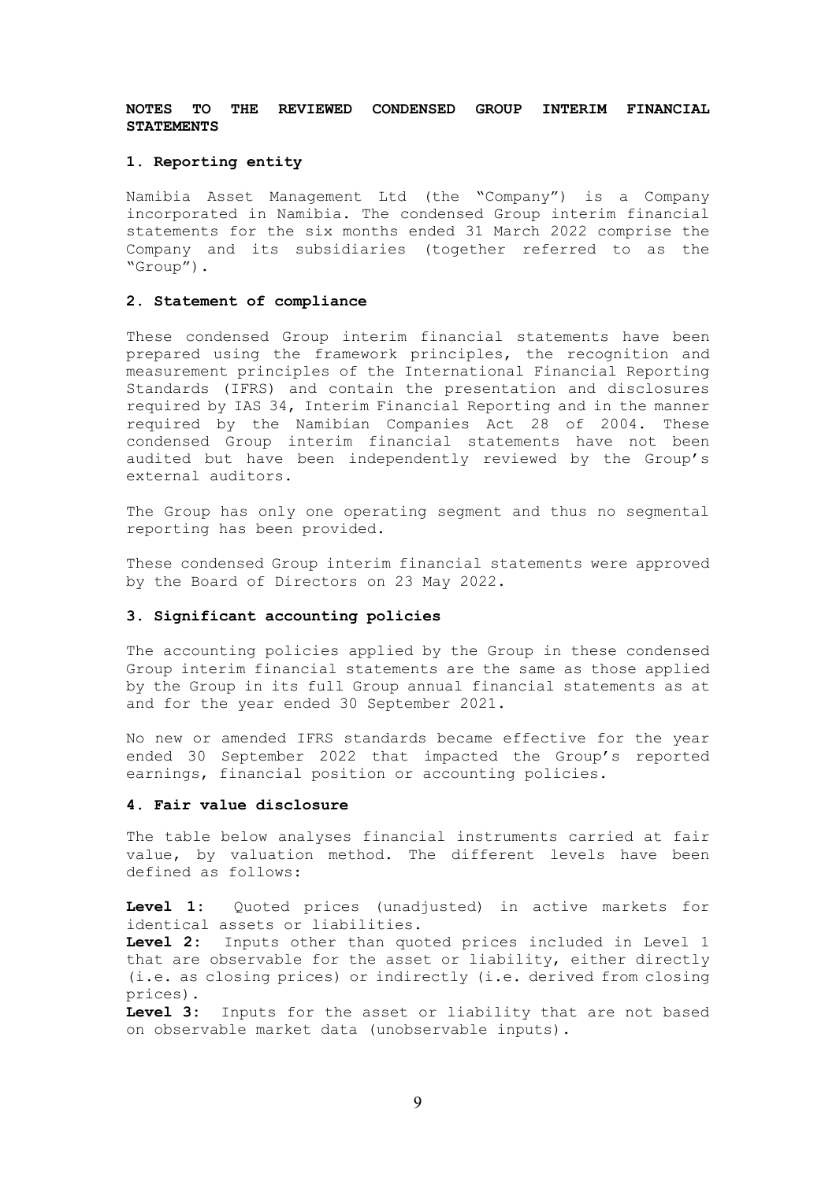**NOTES TO THE REVIEWED CONDENSED GROUP INTERIM FINANCIAL STATEMENTS**

**1. Reporting entity**

Namibia Asset Management Ltd (the "Company") is a Company incorporated in Namibia. The condensed Group interim financial statements for the six months ended 31 March 2022 comprise the Company and its subsidiaries (together referred to as the "Group").

**2. Statement of compliance**

These condensed Group interim financial statements have been prepared using the framework principles, the recognition and measurement principles of the International Financial Reporting Standards (IFRS) and contain the presentation and disclosures required by IAS 34, Interim Financial Reporting and in the manner required by the Namibian Companies Act 28 of 2004. These condensed Group interim financial statements have not been audited but have been independently reviewed by the Group's external auditors.

The Group has only one operating segment and thus no segmental reporting has been provided.

These condensed Group interim financial statements were approved by the Board of Directors on 23 May 2022.

**3. Significant accounting policies**

The accounting policies applied by the Group in these condensed Group interim financial statements are the same as those applied by the Group in its full Group annual financial statements as at and for the year ended 30 September 2021.

No new or amended IFRS standards became effective for the year ended 30 September 2022 that impacted the Group's reported earnings, financial position or accounting policies.

**4. Fair value disclosure**

The table below analyses financial instruments carried at fair value, by valuation method. The different levels have been defined as follows:

**Level 1:** Quoted prices (unadjusted) in active markets for identical assets or liabilities.
**Level 2:** Inputs other than quoted prices included in Level 1 that are observable for the asset or liability, either directly (i.e. as closing prices) or indirectly (i.e. derived from closing prices).
**Level 3:** Inputs for the asset or liability that are not based on observable market data (unobservable inputs).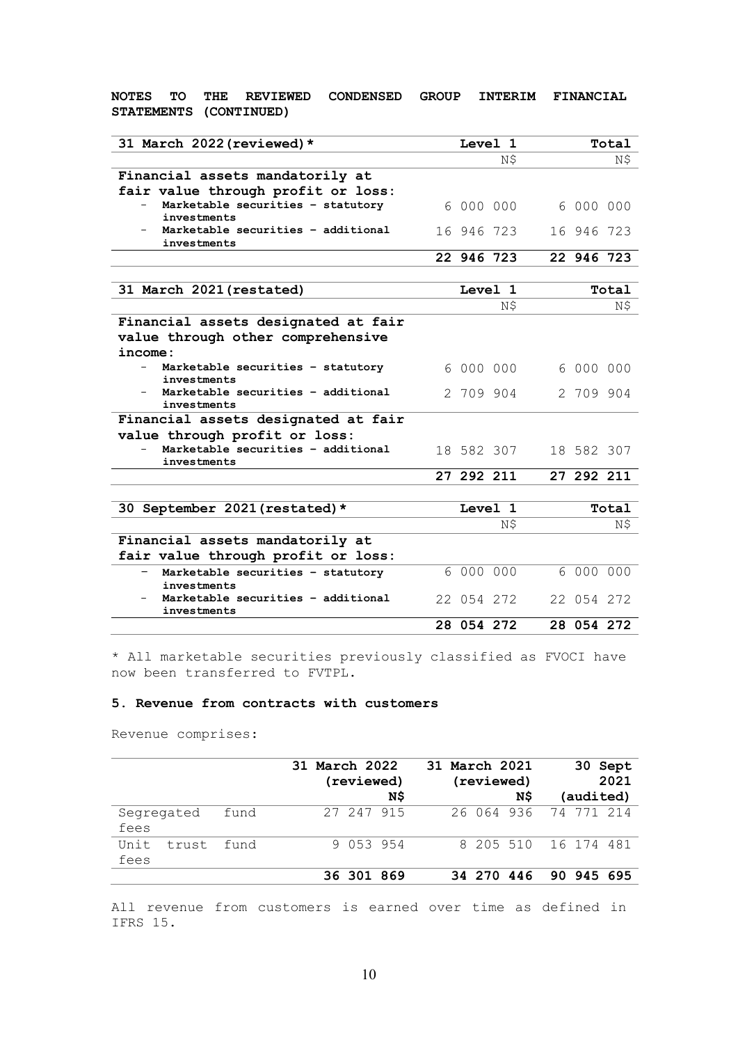**NOTES TO THE REVIEWED CONDENSED GROUP INTERIM FINANCIAL STATEMENTS (CONTINUED)**

| **31 March 2022 (reviewed)*** | **Level 1** | **Total** |
|---|---|---|
| | N$ | N$ |
| **Financial assets mandatorily at fair value through profit or loss:** | | |
| - **Marketable securities – statutory investments** | 6 000 000 | 6 000 000 |
| - **Marketable securities – additional investments** | 16 946 723 | 16 946 723 |
| | **22 946 723** | **22 946 723** |

| **31 March 2021 (restated)** | **Level 1** | **Total** |
|---|---|---|
| | N$ | N$ |
| **Financial assets designated at fair value through other comprehensive income:** | | |
| - **Marketable securities – statutory investments** | 6 000 000 | 6 000 000 |
| - **Marketable securities – additional investments** | 2 709 904 | 2 709 904 |
| **Financial assets designated at fair value through profit or loss:** | | |
| - **Marketable securities – additional investments** | 18 582 307 | 18 582 307 |
| | **27 292 211** | **27 292 211** |

| **30 September 2021 (restated)*** | **Level 1** | **Total** |
|---|---|---|
| | N$ | N$ |
| **Financial assets mandatorily at fair value through profit or loss:** | | |
| - **Marketable securities – statutory investments** | 6 000 000 | 6 000 000 |
| - **Marketable securities – additional investments** | 22 054 272 | 22 054 272 |
| | **28 054 272** | **28 054 272** |

* All marketable securities previously classified as FVOCI have now been transferred to FVTPL.

### 5. Revenue from contracts with customers

Revenue comprises:

| | **31 March 2022 (reviewed) N$** | **31 March 2021 (reviewed) N$** | **30 Sept 2021 (audited)** |
|---|---|---|---|
| Segregated fund fees | 27 247 915 | 26 064 936 | 74 771 214 |
| Unit trust fund fees | 9 053 954 | 8 205 510 | 16 174 481 |
| | **36 301 869** | **34 270 446** | **90 945 695** |

All revenue from customers is earned over time as defined in IFRS 15.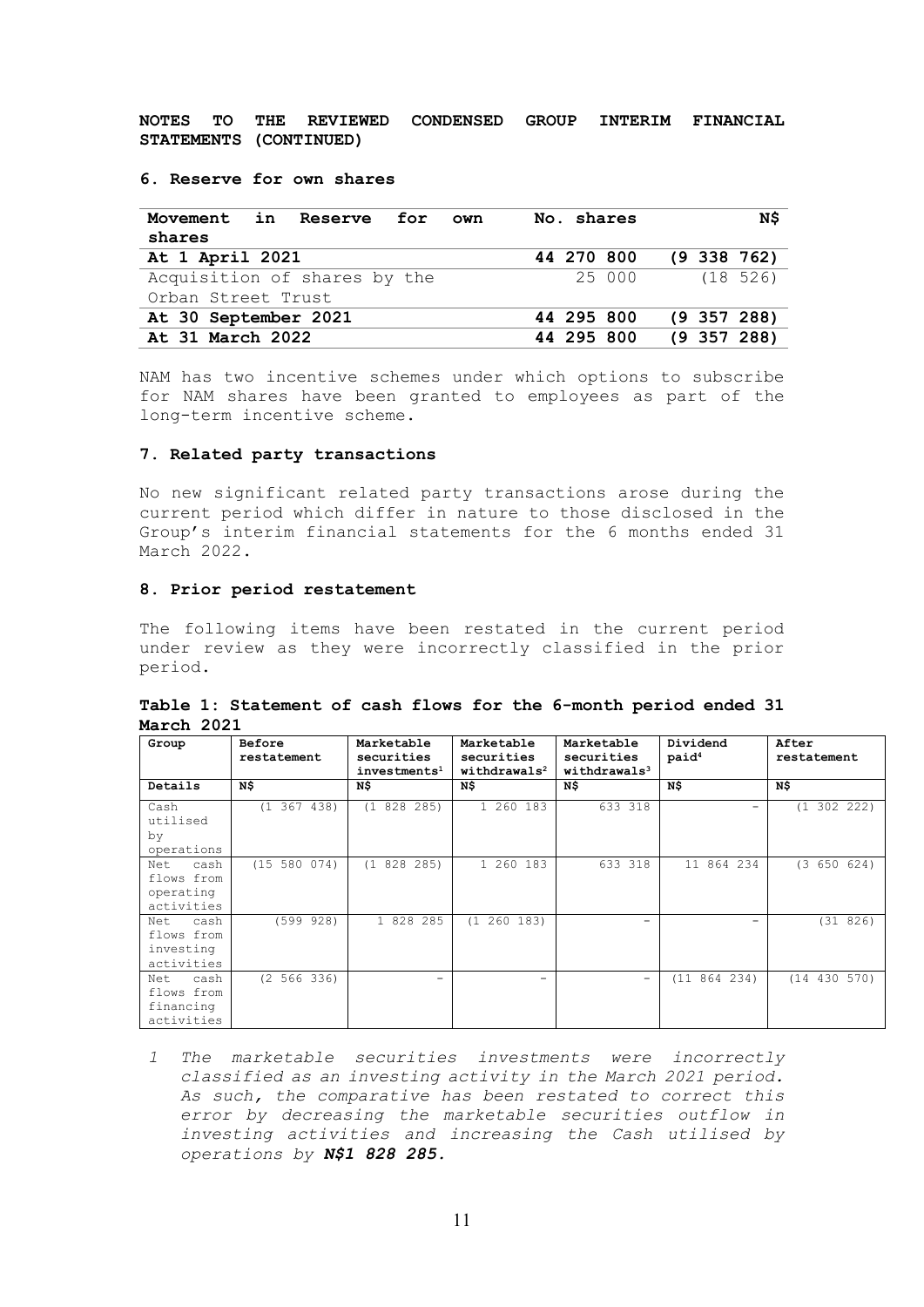**NOTES TO THE REVIEWED CONDENSED GROUP INTERIM FINANCIAL STATEMENTS (CONTINUED)**

### 6. Reserve for own shares

| Movement in Reserve for own shares | No. shares | N$ |
|---|---|---|
| **At 1 April 2021** | **44 270 800** | **(9 338 762)** |
| Acquisition of shares by the Orban Street Trust | 25 000 | (18 526) |
| **At 30 September 2021** | **44 295 800** | **(9 357 288)** |
| **At 31 March 2022** | **44 295 800** | **(9 357 288)** |

NAM has two incentive schemes under which options to subscribe for NAM shares have been granted to employees as part of the long-term incentive scheme.

### 7. Related party transactions

No new significant related party transactions arose during the current period which differ in nature to those disclosed in the Group's interim financial statements for the 6 months ended 31 March 2022.

### 8. Prior period restatement

The following items have been restated in the current period under review as they were incorrectly classified in the prior period.

**Table 1: Statement of cash flows for the 6-month period ended 31 March 2021**

| Group | Before restatement | Marketable securities investments[1] | Marketable securities withdrawals[2] | Marketable securities withdrawals[3] | Dividend paid[4] | After restatement |
|---|---|---|---|---|---|---|
| **Details** | **N$** | **N$** | **N$** | **N$** | **N$** | **N$** |
| Cash utilised by operations | (1 367 438) | (1 828 285) | 1 260 183 | 633 318 | - | (1 302 222) |
| Net cash flows from operating activities | (15 580 074) | (1 828 285) | 1 260 183 | 633 318 | 11 864 234 | (3 650 624) |
| Net cash flows from investing activities | (599 928) | 1 828 285 | (1 260 183) | - | - | (31 826) |
| Net cash flows from financing activities | (2 566 336) | - | - | - | (11 864 234) | (14 430 570) |

1. *The marketable securities investments were incorrectly classified as an investing activity in the March 2021 period. As such, the comparative has been restated to correct this error by decreasing the marketable securities outflow in investing activities and increasing the Cash utilised by operations by **N$1 828 285.***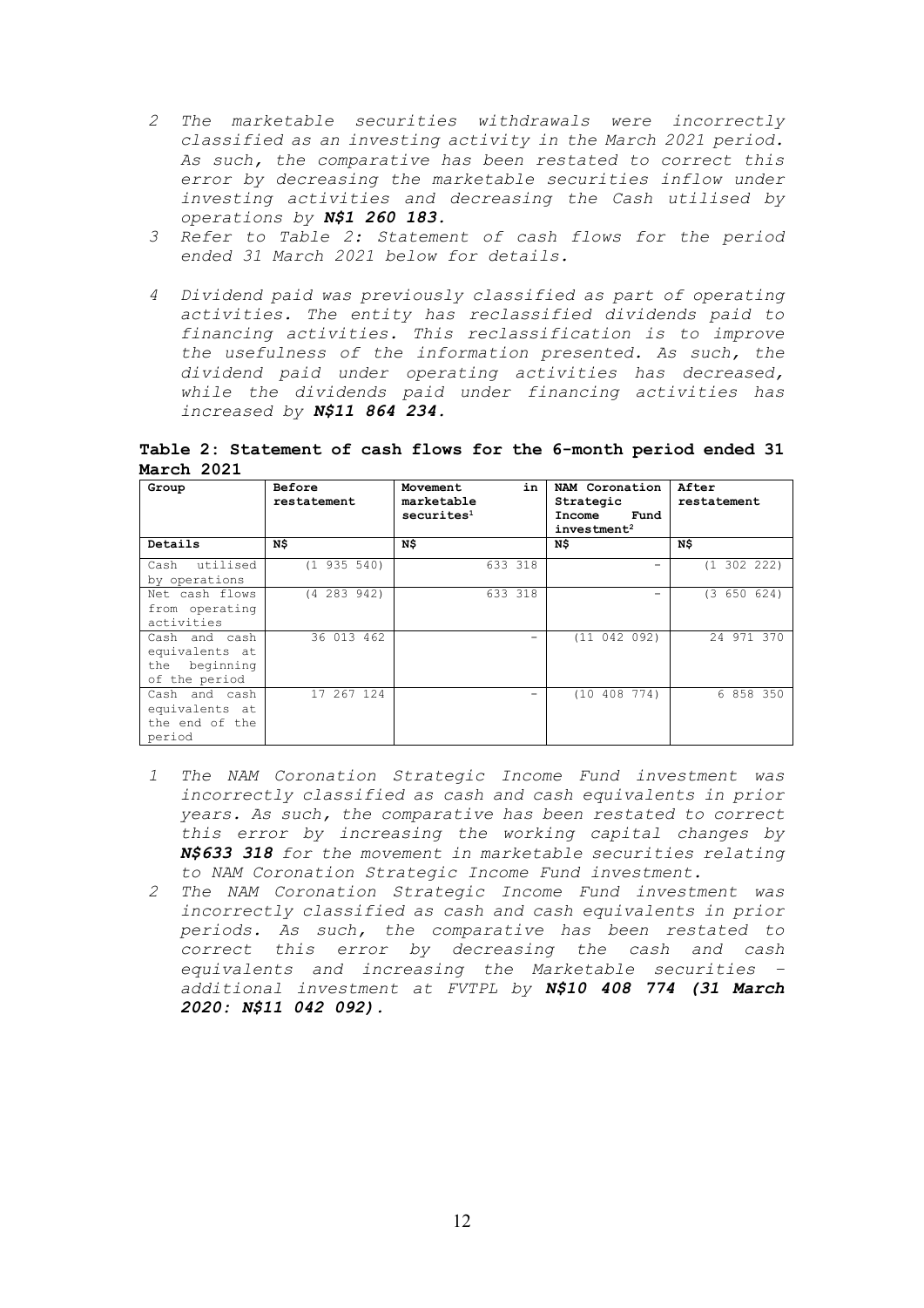2 *The marketable securities withdrawals were incorrectly classified as an investing activity in the March 2021 period. As such, the comparative has been restated to correct this error by decreasing the marketable securities inflow under investing activities and decreasing the Cash utilised by operations by* ***N$1 260 183.***

3 *Refer to Table 2: Statement of cash flows for the period ended 31 March 2021 below for details.*

4 *Dividend paid was previously classified as part of operating activities. The entity has reclassified dividends paid to financing activities. This reclassification is to improve the usefulness of the information presented. As such, the dividend paid under operating activities has decreased, while the dividends paid under financing activities has increased by* ***N$11 864 234.***

**Table 2: Statement of cash flows for the 6-month period ended 31 March 2021**

| Group | Before restatement | Movement in marketable securites[1] | NAM Coronation Strategic Income Fund investment[2] | After restatement |
|---|---|---|---|---|
| **Details** | **N$** | **N$** | **N$** | **N$** |
| Cash utilised by operations | (1 935 540) | 633 318 | - | (1 302 222) |
| Net cash flows from operating activities | (4 283 942) | 633 318 | - | (3 650 624) |
| Cash and cash equivalents at the beginning of the period | 36 013 462 | - | (11 042 092) | 24 971 370 |
| Cash and cash equivalents at the end of the period | 17 267 124 | - | (10 408 774) | 6 858 350 |

1 *The NAM Coronation Strategic Income Fund investment was incorrectly classified as cash and cash equivalents in prior years. As such, the comparative has been restated to correct this error by increasing the working capital changes by* ***N$633 318*** *for the movement in marketable securities relating to NAM Coronation Strategic Income Fund investment.*

2 *The NAM Coronation Strategic Income Fund investment was incorrectly classified as cash and cash equivalents in prior periods. As such, the comparative has been restated to correct this error by decreasing the cash and cash equivalents and increasing the Marketable securities – additional investment at FVTPL by* ***N$10 408 774 (31 March 2020: N$11 042 092).***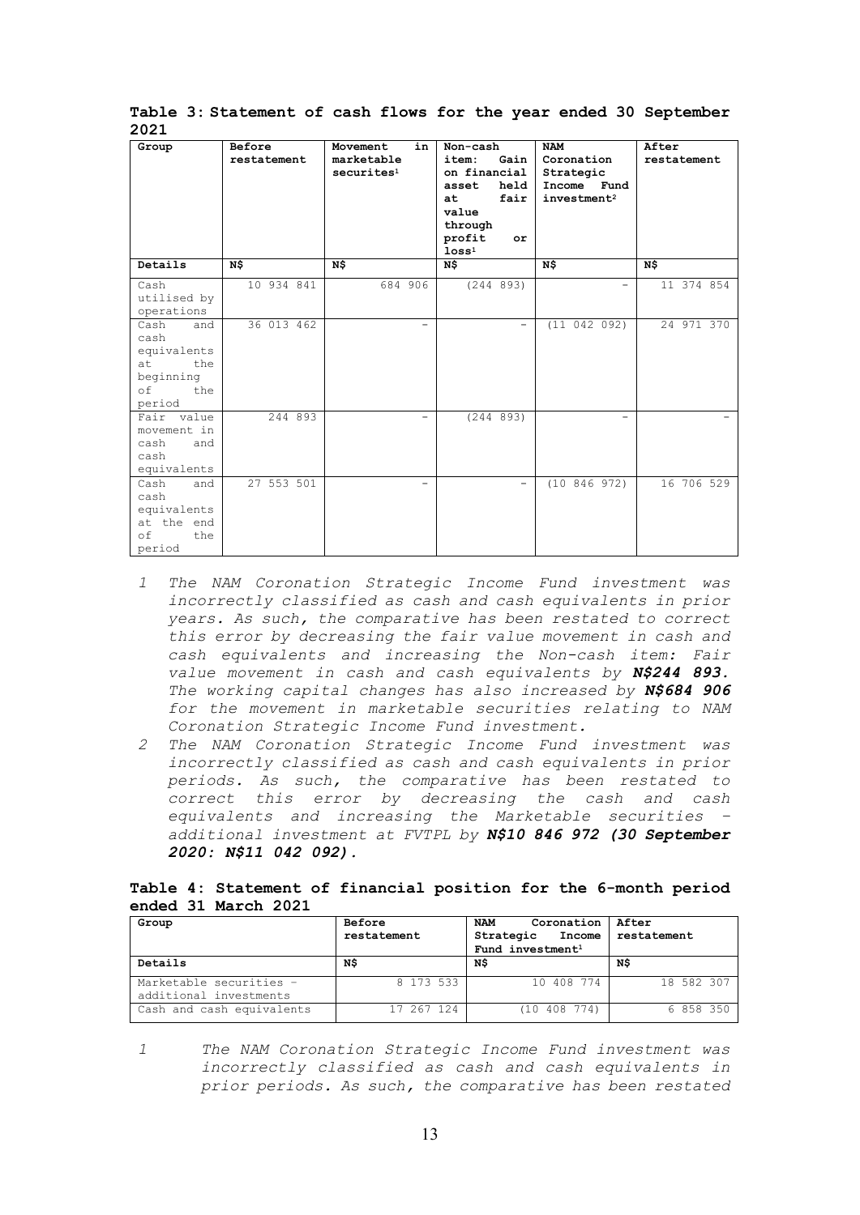**Table 3: Statement of cash flows for the year ended 30 September 2021**

| Group | Before restatement | Movement in marketable securites[1] | Non-cash item: Gain on financial asset held at fair value through profit or loss[1] | NAM Coronation Strategic Income Fund investment[2] | After restatement |
|---|---|---|---|---|---|
| **Details** | **N$** | **N$** | **N$** | **N$** | **N$** |
| Cash utilised by operations | 10 934 841 | 684 906 | (244 893) | - | 11 374 854 |
| Cash and cash equivalents at the beginning of the period | 36 013 462 | - | - | (11 042 092) | 24 971 370 |
| Fair value movement in cash and cash equivalents | 244 893 | - | (244 893) | - | - |
| Cash and cash equivalents at the end of the period | 27 553 501 | - | - | (10 846 972) | 16 706 529 |

*1 The NAM Coronation Strategic Income Fund investment was incorrectly classified as cash and cash equivalents in prior years. As such, the comparative has been restated to correct this error by decreasing the fair value movement in cash and cash equivalents and increasing the Non-cash item: Fair value movement in cash and cash equivalents by* ***N$244 893.*** *The working capital changes has also increased by* ***N$684 906*** *for the movement in marketable securities relating to NAM Coronation Strategic Income Fund investment.*

*2 The NAM Coronation Strategic Income Fund investment was incorrectly classified as cash and cash equivalents in prior periods. As such, the comparative has been restated to correct this error by decreasing the cash and cash equivalents and increasing the Marketable securities – additional investment at FVTPL by* ***N$10 846 972 (30 September 2020: N$11 042 092).***

**Table 4: Statement of financial position for the 6-month period ended 31 March 2021**

| Group | Before restatement | NAM Coronation Strategic Income Fund investment[1] | After restatement |
|---|---|---|---|
| **Details** | **N$** | **N$** | **N$** |
| Marketable securities – additional investments | 8 173 533 | 10 408 774 | 18 582 307 |
| Cash and cash equivalents | 17 267 124 | (10 408 774) | 6 858 350 |

*1 The NAM Coronation Strategic Income Fund investment was incorrectly classified as cash and cash equivalents in prior periods. As such, the comparative has been restated*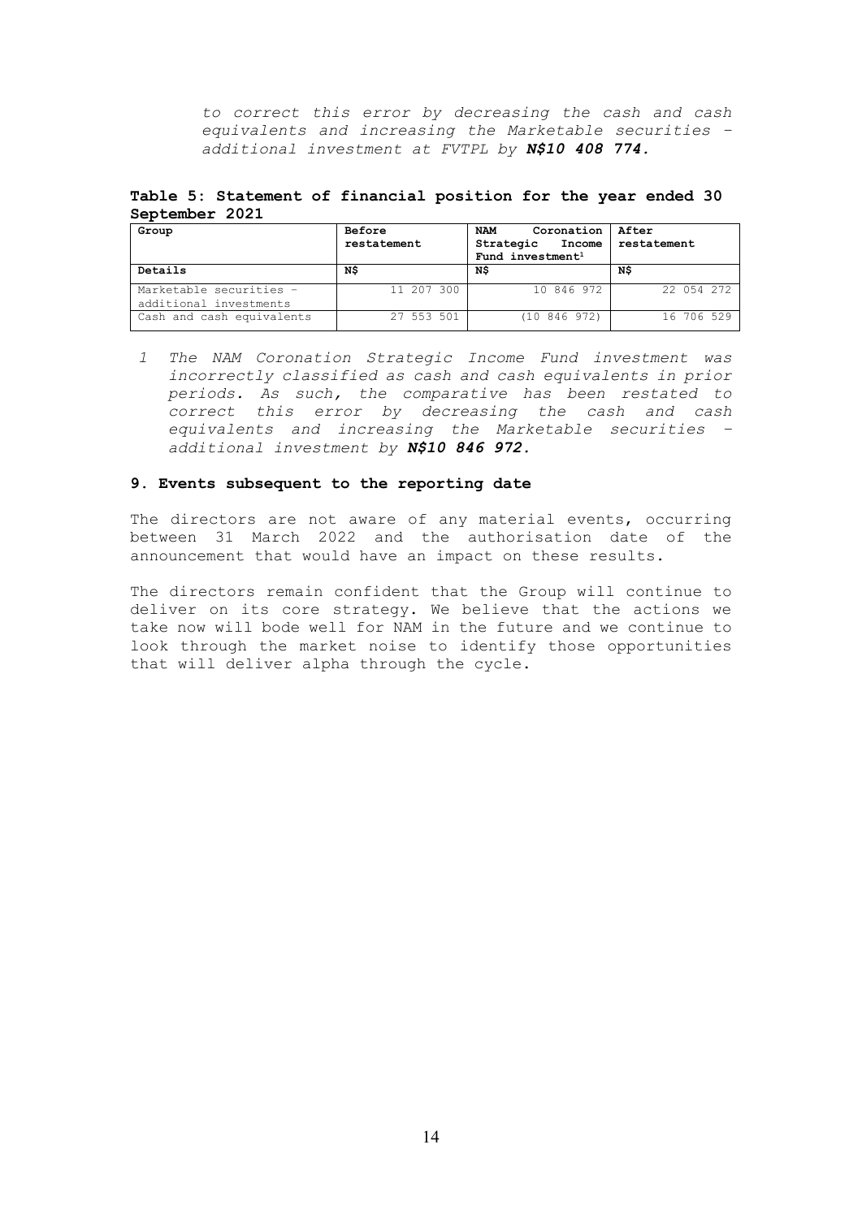*to correct this error by decreasing the cash and cash equivalents and increasing the Marketable securities – additional investment at FVTPL by **N$10 408 774.***

**Table 5: Statement of financial position for the year ended 30 September 2021**

| Group | Before restatement | NAM Coronation Strategic Income Fund investment[1] | After restatement |
|---|---|---|---|
| **Details** | **N$** | **N$** | **N$** |
| Marketable securities – additional investments | 11 207 300 | 10 846 972 | 22 054 272 |
| Cash and cash equivalents | 27 553 501 | (10 846 972) | 16 706 529 |

*1 The NAM Coronation Strategic Income Fund investment was incorrectly classified as cash and cash equivalents in prior periods. As such, the comparative has been restated to correct this error by decreasing the cash and cash equivalents and increasing the Marketable securities – additional investment by **N$10 846 972.***

### 9. Events subsequent to the reporting date

The directors are not aware of any material events, occurring between 31 March 2022 and the authorisation date of the announcement that would have an impact on these results.

The directors remain confident that the Group will continue to deliver on its core strategy. We believe that the actions we take now will bode well for NAM in the future and we continue to look through the market noise to identify those opportunities that will deliver alpha through the cycle.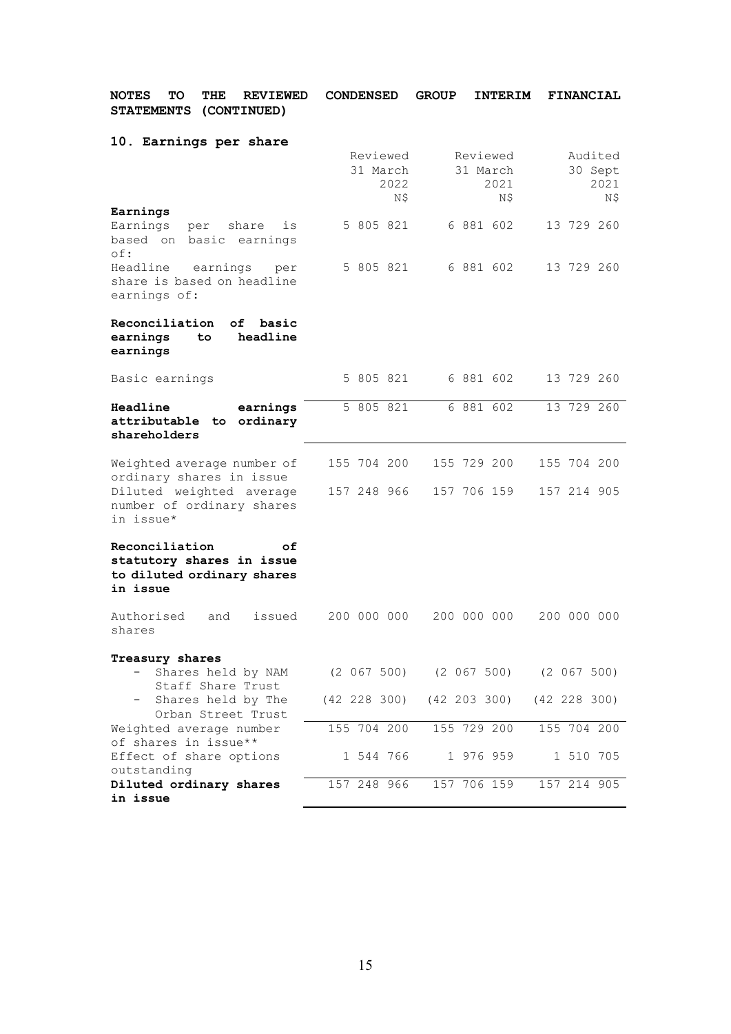**NOTES TO THE REVIEWED CONDENSED GROUP INTERIM FINANCIAL STATEMENTS (CONTINUED)**

## 10. Earnings per share

| | Reviewed 31 March 2022 N$ | Reviewed 31 March 2021 N$ | Audited 30 Sept 2021 N$ |
|---|---|---|---|
| **Earnings** | | | |
| Earnings per share is based on basic earnings of: | 5 805 821 | 6 881 602 | 13 729 260 |
| Headline earnings per share is based on headline earnings of: | 5 805 821 | 6 881 602 | 13 729 260 |
| **Reconciliation of basic earnings to headline earnings** | | | |
| Basic earnings | 5 805 821 | 6 881 602 | 13 729 260 |
| **Headline earnings attributable to ordinary shareholders** | 5 805 821 | 6 881 602 | 13 729 260 |
| Weighted average number of ordinary shares in issue | 155 704 200 | 155 729 200 | 155 704 200 |
| Diluted weighted average number of ordinary shares in issue* | 157 248 966 | 157 706 159 | 157 214 905 |
| **Reconciliation of statutory shares in issue to diluted ordinary shares in issue** | | | |
| Authorised and issued shares | 200 000 000 | 200 000 000 | 200 000 000 |
| **Treasury shares** | | | |
| - Shares held by NAM Staff Share Trust | (2 067 500) | (2 067 500) | (2 067 500) |
| - Shares held by The Orban Street Trust | (42 228 300) | (42 203 300) | (42 228 300) |
| Weighted average number of shares in issue** | 155 704 200 | 155 729 200 | 155 704 200 |
| Effect of share options outstanding | 1 544 766 | 1 976 959 | 1 510 705 |
| **Diluted ordinary shares in issue** | 157 248 966 | 157 706 159 | 157 214 905 |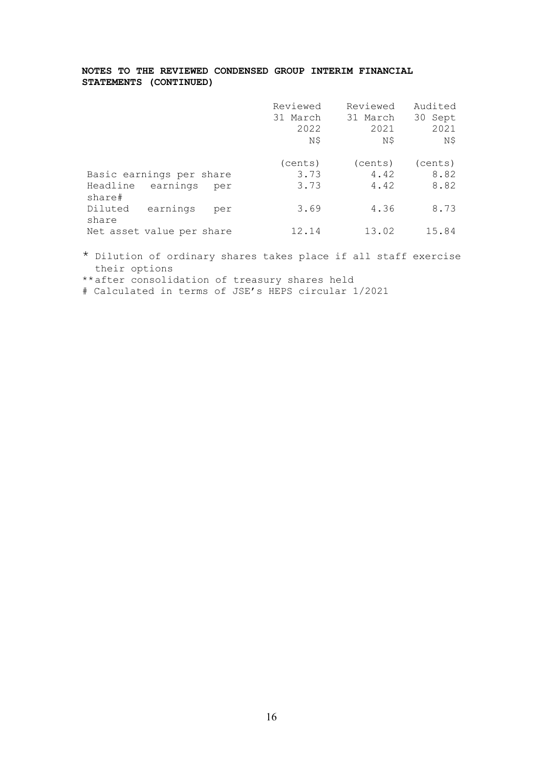**NOTES TO THE REVIEWED CONDENSED GROUP INTERIM FINANCIAL STATEMENTS (CONTINUED)**

| | Reviewed 31 March 2022 N$ | Reviewed 31 March 2021 N$ | Audited 30 Sept 2021 N$ |
|---|---|---|---|
| | (cents) | (cents) | (cents) |
| Basic earnings per share | 3.73 | 4.42 | 8.82 |
| Headline earnings per share# | 3.73 | 4.42 | 8.82 |
| Diluted earnings per share | 3.69 | 4.36 | 8.73 |
| Net asset value per share | 12.14 | 13.02 | 15.84 |

* Dilution of ordinary shares takes place if all staff exercise their options

**after consolidation of treasury shares held

# Calculated in terms of JSE's HEPS circular 1/2021